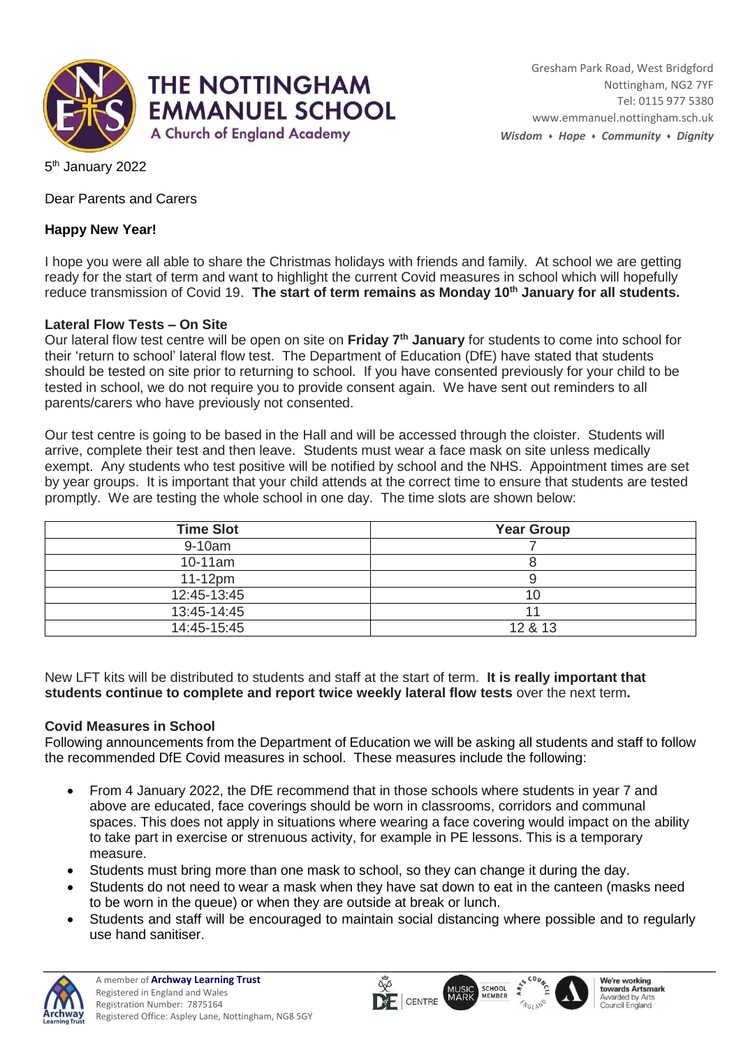THE NOTTINGHAM EMMANUEL SCHOOL
A Church of England Academy

Gresham Park Road, West Bridgford
Nottingham, NG2 7YF
Tel: 0115 977 5380
www.emmanuel.nottingham.sch.uk
*Wisdom • Hope • Community • Dignity*

5th January 2022

Dear Parents and Carers

**Happy New Year!**

I hope you were all able to share the Christmas holidays with friends and family. At school we are getting ready for the start of term and want to highlight the current Covid measures in school which will hopefully reduce transmission of Covid 19. **The start of term remains as Monday 10th January for all students.**

**Lateral Flow Tests – On Site**

Our lateral flow test centre will be open on site on **Friday 7th January** for students to come into school for their 'return to school' lateral flow test. The Department of Education (DfE) have stated that students should be tested on site prior to returning to school. If you have consented previously for your child to be tested in school, we do not require you to provide consent again. We have sent out reminders to all parents/carers who have previously not consented.

Our test centre is going to be based in the Hall and will be accessed through the cloister. Students will arrive, complete their test and then leave. Students must wear a face mask on site unless medically exempt. Any students who test positive will be notified by school and the NHS. Appointment times are set by year groups. It is important that your child attends at the correct time to ensure that students are tested promptly. We are testing the whole school in one day. The time slots are shown below:

| Time Slot | Year Group |
|---|---|
| 9-10am | 7 |
| 10-11am | 8 |
| 11-12pm | 9 |
| 12:45-13:45 | 10 |
| 13:45-14:45 | 11 |
| 14:45-15:45 | 12 & 13 |

New LFT kits will be distributed to students and staff at the start of term. **It is really important that students continue to complete and report twice weekly lateral flow tests** over the next term**.**

**Covid Measures in School**

Following announcements from the Department of Education we will be asking all students and staff to follow the recommended DfE Covid measures in school. These measures include the following:

- From 4 January 2022, the DfE recommend that in those schools where students in year 7 and above are educated, face coverings should be worn in classrooms, corridors and communal spaces. This does not apply in situations where wearing a face covering would impact on the ability to take part in exercise or strenuous activity, for example in PE lessons. This is a temporary measure.
- Students must bring more than one mask to school, so they can change it during the day.
- Students do not need to wear a mask when they have sat down to eat in the canteen (masks need to be worn in the queue) or when they are outside at break or lunch.
- Students and staff will be encouraged to maintain social distancing where possible and to regularly use hand sanitiser.

A member of **Archway Learning Trust**
Registered in England and Wales
Registration Number: 7875164
Registered Office: Aspley Lane, Nottingham, NG8 5GY

We're working towards Artsmark
Awarded by Arts Council England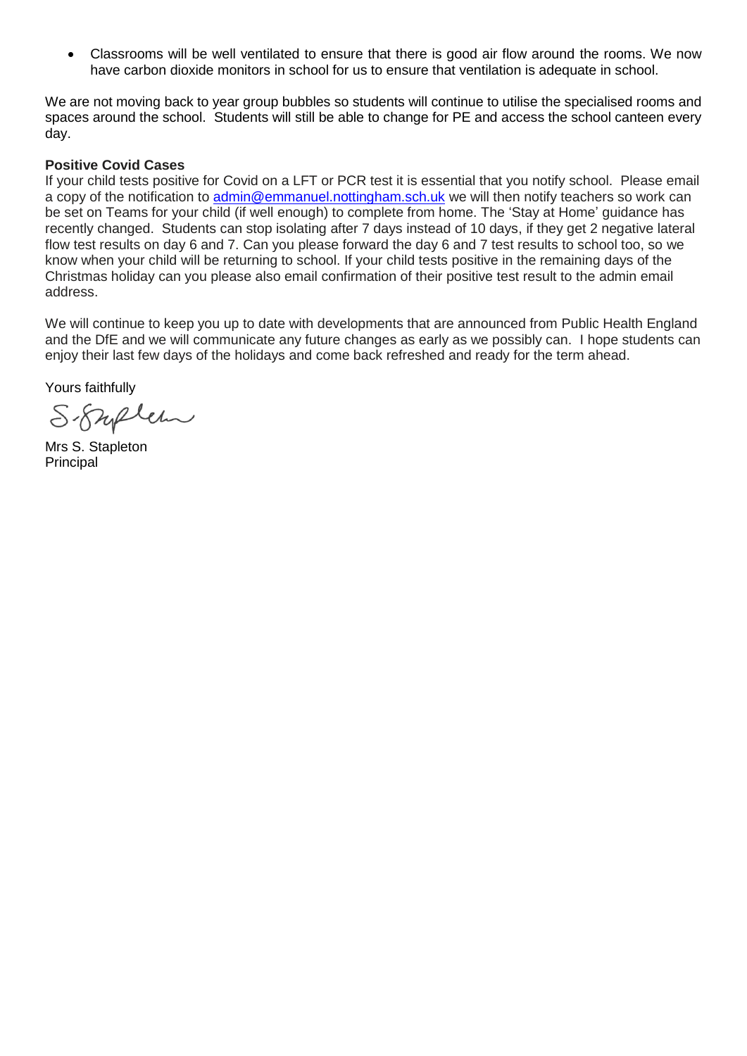- Classrooms will be well ventilated to ensure that there is good air flow around the rooms. We now have carbon dioxide monitors in school for us to ensure that ventilation is adequate in school.

We are not moving back to year group bubbles so students will continue to utilise the specialised rooms and spaces around the school. Students will still be able to change for PE and access the school canteen every day.

**Positive Covid Cases**

If your child tests positive for Covid on a LFT or PCR test it is essential that you notify school. Please email a copy of the notification to admin@emmanuel.nottingham.sch.uk we will then notify teachers so work can be set on Teams for your child (if well enough) to complete from home. The 'Stay at Home' guidance has recently changed. Students can stop isolating after 7 days instead of 10 days, if they get 2 negative lateral flow test results on day 6 and 7. Can you please forward the day 6 and 7 test results to school too, so we know when your child will be returning to school. If your child tests positive in the remaining days of the Christmas holiday can you please also email confirmation of their positive test result to the admin email address.

We will continue to keep you up to date with developments that are announced from Public Health England and the DfE and we will communicate any future changes as early as we possibly can. I hope students can enjoy their last few days of the holidays and come back refreshed and ready for the term ahead.

Yours faithfully

S. Stapleton

Mrs S. Stapleton
Principal